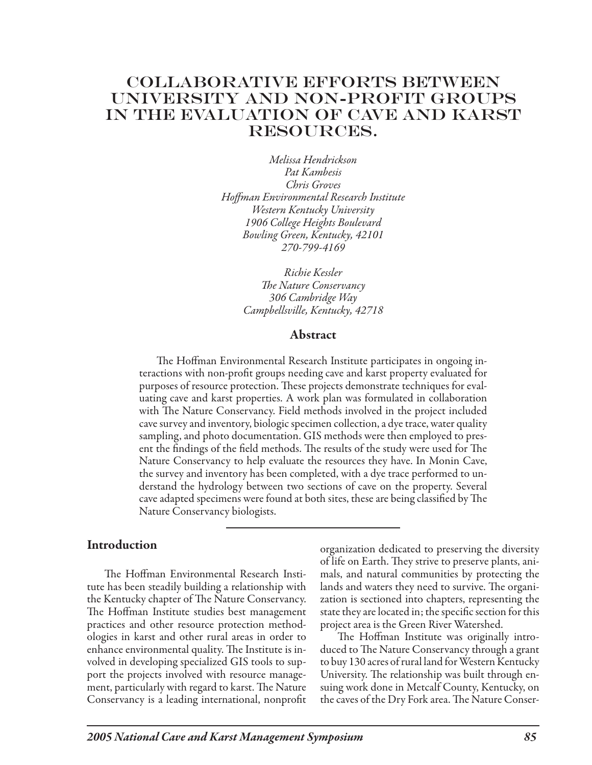# Collaborative Efforts Between University and Non-Profit Groups in the Evaluation of Cave and Karst Resources.

*Melissa Hendrickson*
*Pat Kambesis*
*Chris Groves*
*Hoffman Environmental Research Institute*
*Western Kentucky University*
*1906 College Heights Boulevard*
*Bowling Green, Kentucky, 42101*
*270-799-4169*

*Richie Kessler*
*The Nature Conservancy*
*306 Cambridge Way*
*Campbellsville, Kentucky, 42718*

## Abstract

The Hoffman Environmental Research Institute participates in ongoing interactions with non-profit groups needing cave and karst property evaluated for purposes of resource protection. These projects demonstrate techniques for evaluating cave and karst properties. A work plan was formulated in collaboration with The Nature Conservancy. Field methods involved in the project included cave survey and inventory, biologic specimen collection, a dye trace, water quality sampling, and photo documentation. GIS methods were then employed to present the findings of the field methods. The results of the study were used for The Nature Conservancy to help evaluate the resources they have. In Monin Cave, the survey and inventory has been completed, with a dye trace performed to understand the hydrology between two sections of cave on the property. Several cave adapted specimens were found at both sites, these are being classified by The Nature Conservancy biologists.

## Introduction

The Hoffman Environmental Research Institute has been steadily building a relationship with the Kentucky chapter of The Nature Conservancy. The Hoffman Institute studies best management practices and other resource protection methodologies in karst and other rural areas in order to enhance environmental quality. The Institute is involved in developing specialized GIS tools to support the projects involved with resource management, particularly with regard to karst. The Nature Conservancy is a leading international, nonprofit organization dedicated to preserving the diversity of life on Earth. They strive to preserve plants, animals, and natural communities by protecting the lands and waters they need to survive. The organization is sectioned into chapters, representing the state they are located in; the specific section for this project area is the Green River Watershed.

The Hoffman Institute was originally introduced to The Nature Conservancy through a grant to buy 130 acres of rural land for Western Kentucky University. The relationship was built through ensuing work done in Metcalf County, Kentucky, on the caves of the Dry Fork area. The Nature Conser-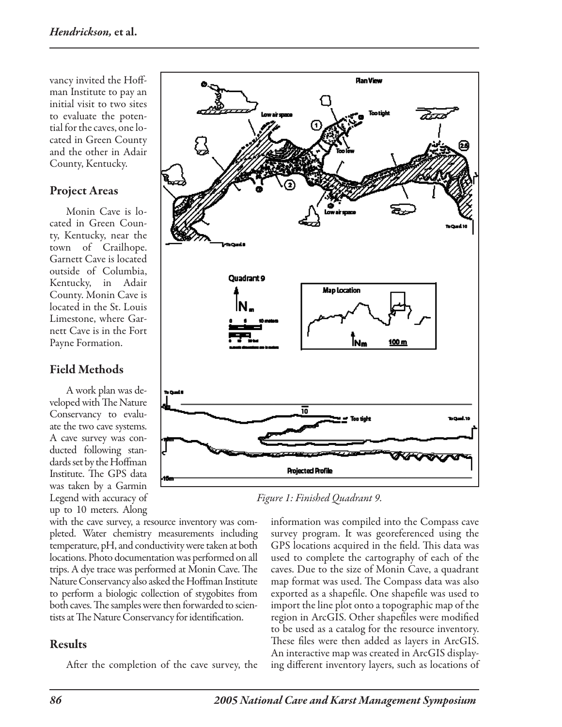vancy invited the Hoffman Institute to pay an initial visit to two sites to evaluate the potential for the caves, one located in Green County and the other in Adair County, Kentucky.

## Project Areas

Monin Cave is located in Green County, Kentucky, near the town of Crailhope. Garnett Cave is located outside of Columbia, Kentucky, in Adair County. Monin Cave is located in the St. Louis Limestone, where Garnett Cave is in the Fort Payne Formation.

## Field Methods

A work plan was developed with The Nature Conservancy to evaluate the two cave systems. A cave survey was conducted following standards set by the Hoffman Institute. The GPS data was taken by a Garmin Legend with accuracy of up to 10 meters. Along with the cave survey, a resource inventory was completed. Water chemistry measurements including temperature, pH, and conductivity were taken at both locations. Photo documentation was performed on all trips. A dye trace was performed at Monin Cave. The Nature Conservancy also asked the Hoffman Institute to perform a biologic collection of stygobites from both caves. The samples were then forwarded to scientists at The Nature Conservancy for identification.

*Figure 1: Finished Quadrant 9.*

## Results

After the completion of the cave survey, the information was compiled into the Compass cave survey program. It was georeferenced using the GPS locations acquired in the field. This data was used to complete the cartography of each of the caves. Due to the size of Monin Cave, a quadrant map format was used. The Compass data was also exported as a shapefile. One shapefile was used to import the line plot onto a topographic map of the region in ArcGIS. Other shapefiles were modified to be used as a catalog for the resource inventory. These files were then added as layers in ArcGIS. An interactive map was created in ArcGIS displaying different inventory layers, such as locations of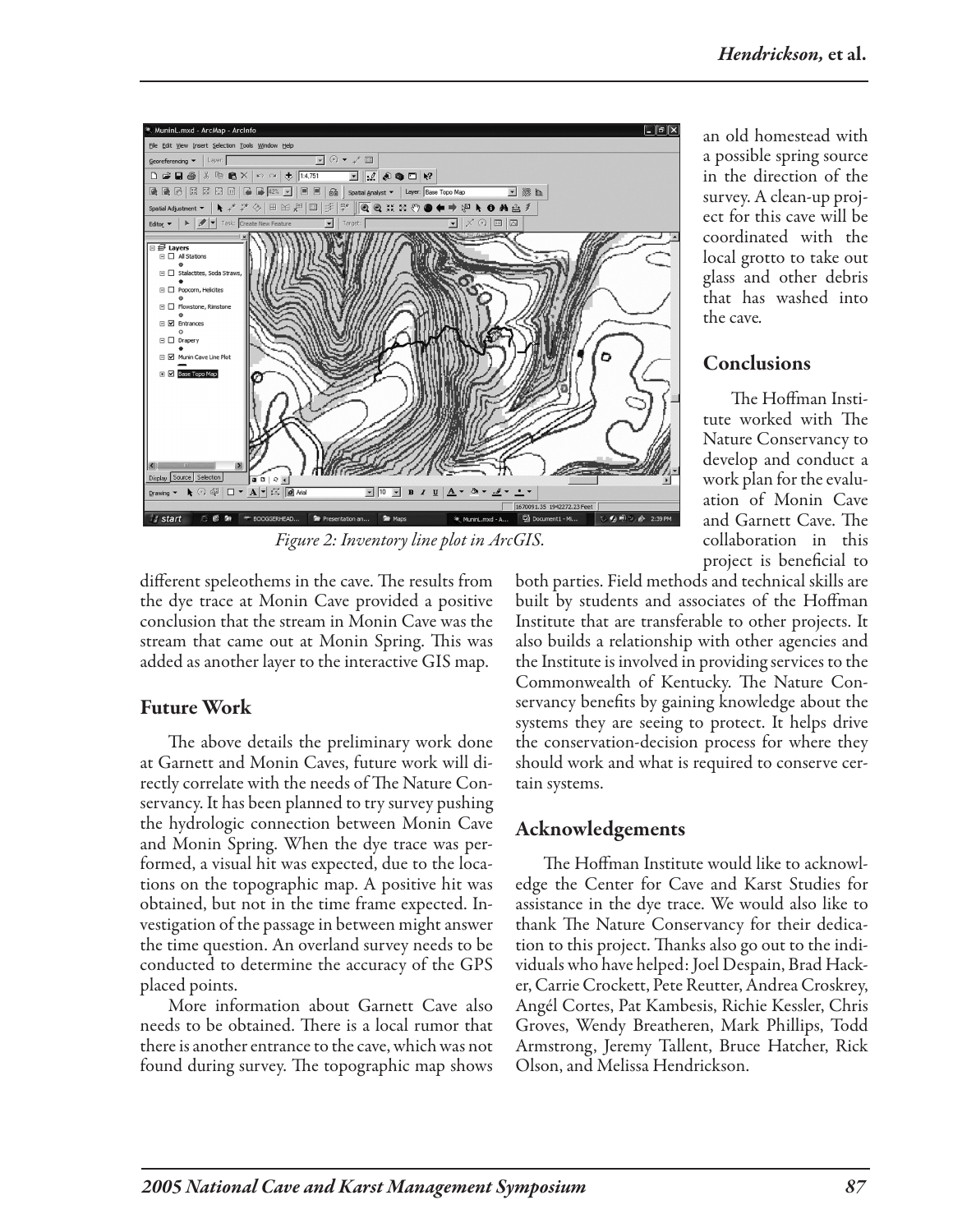Figure 2: Inventory line plot in ArcGIS.

different speleothems in the cave. The results from the dye trace at Monin Cave provided a positive conclusion that the stream in Monin Cave was the stream that came out at Monin Spring. This was added as another layer to the interactive GIS map.

## Future Work

The above details the preliminary work done at Garnett and Monin Caves, future work will directly correlate with the needs of The Nature Conservancy. It has been planned to try survey pushing the hydrologic connection between Monin Cave and Monin Spring. When the dye trace was performed, a visual hit was expected, due to the locations on the topographic map. A positive hit was obtained, but not in the time frame expected. Investigation of the passage in between might answer the time question. An overland survey needs to be conducted to determine the accuracy of the GPS placed points.

More information about Garnett Cave also needs to be obtained. There is a local rumor that there is another entrance to the cave, which was not found during survey. The topographic map shows an old homestead with a possible spring source in the direction of the survey. A clean-up project for this cave will be coordinated with the local grotto to take out glass and other debris that has washed into the cave.

## Conclusions

The Hoffman Institute worked with The Nature Conservancy to develop and conduct a work plan for the evaluation of Monin Cave and Garnett Cave. The collaboration in this project is beneficial to both parties. Field methods and technical skills are built by students and associates of the Hoffman Institute that are transferable to other projects. It also builds a relationship with other agencies and the Institute is involved in providing services to the Commonwealth of Kentucky. The Nature Conservancy benefits by gaining knowledge about the systems they are seeing to protect. It helps drive the conservation-decision process for where they should work and what is required to conserve certain systems.

## Acknowledgements

The Hoffman Institute would like to acknowledge the Center for Cave and Karst Studies for assistance in the dye trace. We would also like to thank The Nature Conservancy for their dedication to this project. Thanks also go out to the individuals who have helped: Joel Despain, Brad Hacker, Carrie Crockett, Pete Reutter, Andrea Croskrey, Angél Cortes, Pat Kambesis, Richie Kessler, Chris Groves, Wendy Breatheren, Mark Phillips, Todd Armstrong, Jeremy Tallent, Bruce Hatcher, Rick Olson, and Melissa Hendrickson.